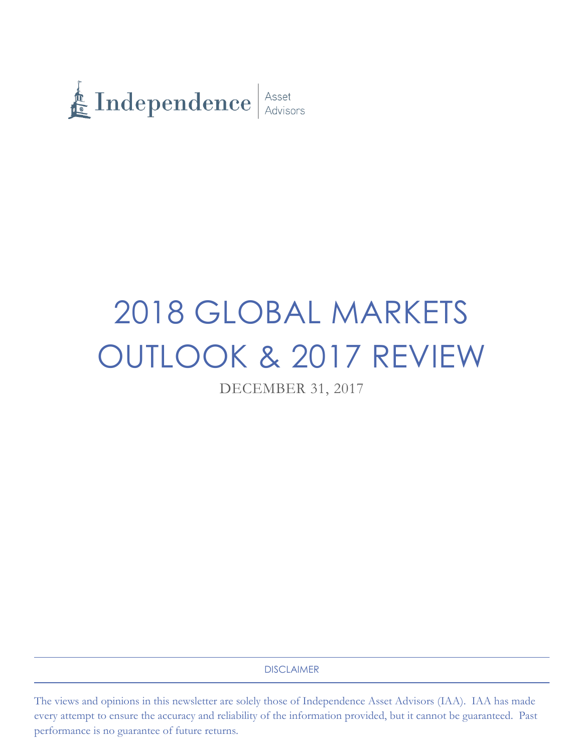Independence Asset Advisors

# 2018 GLOBAL MARKETS OUTLOOK & 2017 REVIEW

DECEMBER 31, 2017

DISCLAIMER

The views and opinions in this newsletter are solely those of Independence Asset Advisors (IAA). IAA has made every attempt to ensure the accuracy and reliability of the information provided, but it cannot be guaranteed. Past performance is no guarantee of future returns.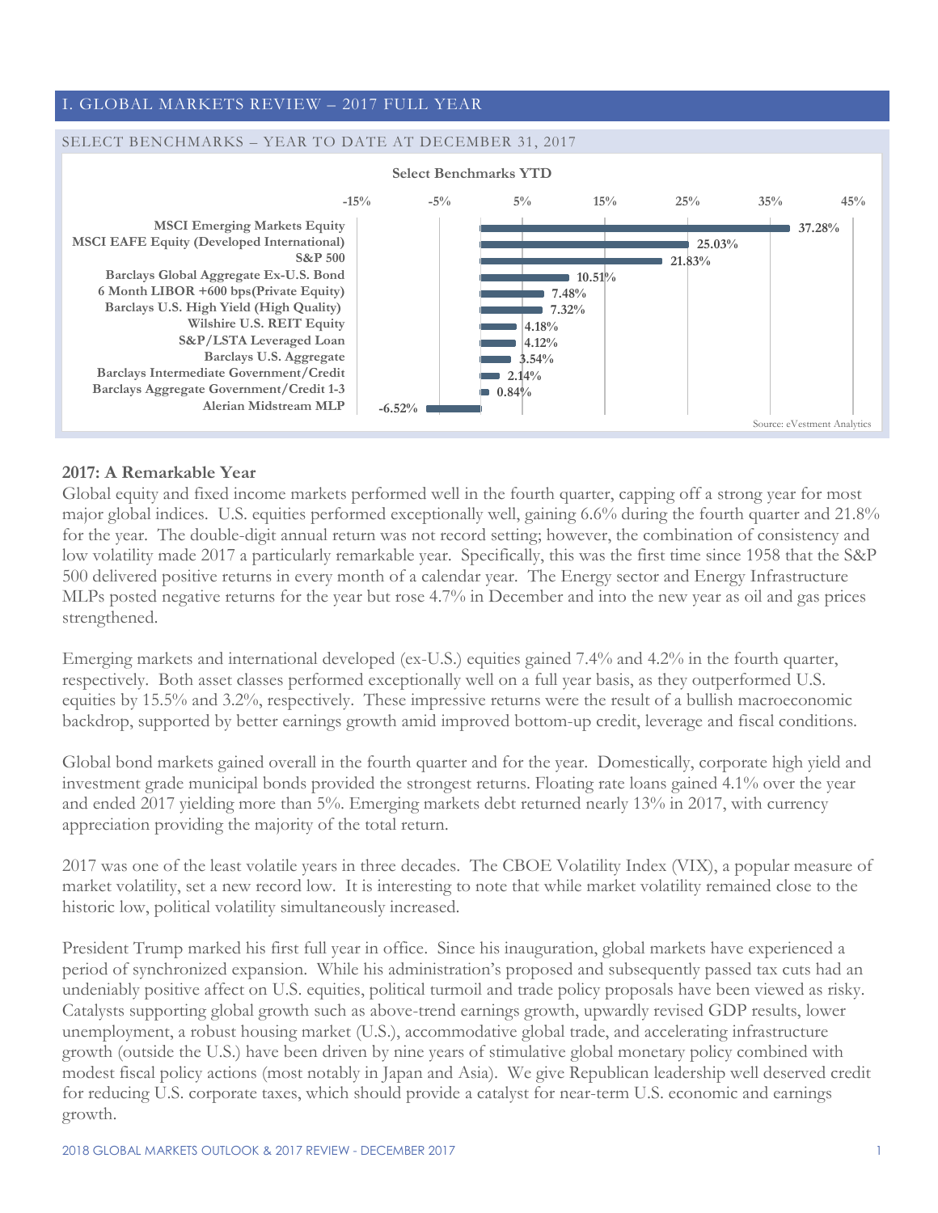## I. GLOBAL MARKETS REVIEW – 2017 FULL YEAR

### SELECT BENCHMARKS – YEAR TO DATE AT DECEMBER 31, 2017

**Select Benchmarks YTD**

| Benchmark | YTD |
|---|---|
| MSCI Emerging Markets Equity | 37.28% |
| MSCI EAFE Equity (Developed International) | 25.03% |
| S&P 500 | 21.83% |
| Barclays Global Aggregate Ex-U.S. Bond | 10.51% |
| 6 Month LIBOR +600 bps(Private Equity) | 7.48% |
| Barclays U.S. High Yield (High Quality) | 7.32% |
| Wilshire U.S. REIT Equity | 4.18% |
| S&P/LSTA Leveraged Loan | 4.12% |
| Barclays U.S. Aggregate | 3.54% |
| Barclays Intermediate Government/Credit | 2.14% |
| Barclays Aggregate Government/Credit 1-3 | 0.84% |
| Alerian Midstream MLP | -6.52% |

Source: eVestment Analytics

### 2017: A Remarkable Year

Global equity and fixed income markets performed well in the fourth quarter, capping off a strong year for most major global indices. U.S. equities performed exceptionally well, gaining 6.6% during the fourth quarter and 21.8% for the year. The double-digit annual return was not record setting; however, the combination of consistency and low volatility made 2017 a particularly remarkable year. Specifically, this was the first time since 1958 that the S&P 500 delivered positive returns in every month of a calendar year. The Energy sector and Energy Infrastructure MLPs posted negative returns for the year but rose 4.7% in December and into the new year as oil and gas prices strengthened.

Emerging markets and international developed (ex-U.S.) equities gained 7.4% and 4.2% in the fourth quarter, respectively. Both asset classes performed exceptionally well on a full year basis, as they outperformed U.S. equities by 15.5% and 3.2%, respectively. These impressive returns were the result of a bullish macroeconomic backdrop, supported by better earnings growth amid improved bottom-up credit, leverage and fiscal conditions.

Global bond markets gained overall in the fourth quarter and for the year. Domestically, corporate high yield and investment grade municipal bonds provided the strongest returns. Floating rate loans gained 4.1% over the year and ended 2017 yielding more than 5%. Emerging markets debt returned nearly 13% in 2017, with currency appreciation providing the majority of the total return.

2017 was one of the least volatile years in three decades. The CBOE Volatility Index (VIX), a popular measure of market volatility, set a new record low. It is interesting to note that while market volatility remained close to the historic low, political volatility simultaneously increased.

President Trump marked his first full year in office. Since his inauguration, global markets have experienced a period of synchronized expansion. While his administration's proposed and subsequently passed tax cuts had an undeniably positive affect on U.S. equities, political turmoil and trade policy proposals have been viewed as risky. Catalysts supporting global growth such as above-trend earnings growth, upwardly revised GDP results, lower unemployment, a robust housing market (U.S.), accommodative global trade, and accelerating infrastructure growth (outside the U.S.) have been driven by nine years of stimulative global monetary policy combined with modest fiscal policy actions (most notably in Japan and Asia). We give Republican leadership well deserved credit for reducing U.S. corporate taxes, which should provide a catalyst for near-term U.S. economic and earnings growth.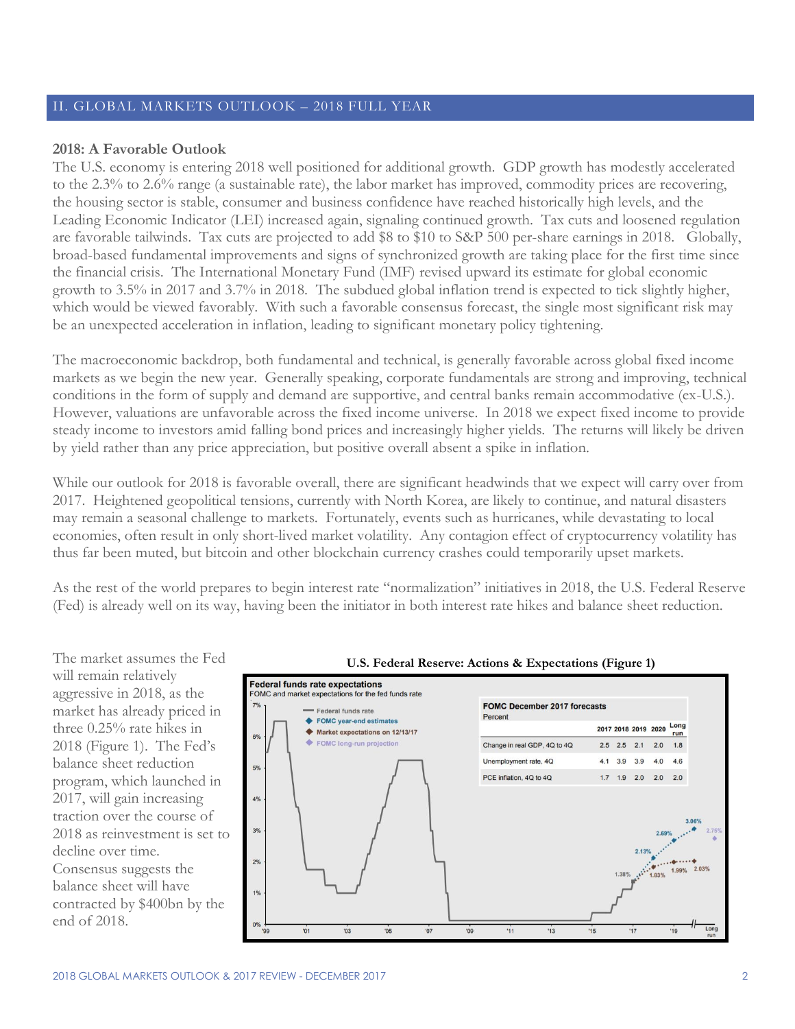## II. GLOBAL MARKETS OUTLOOK – 2018 FULL YEAR

### 2018: A Favorable Outlook

The U.S. economy is entering 2018 well positioned for additional growth. GDP growth has modestly accelerated to the 2.3% to 2.6% range (a sustainable rate), the labor market has improved, commodity prices are recovering, the housing sector is stable, consumer and business confidence have reached historically high levels, and the Leading Economic Indicator (LEI) increased again, signaling continued growth. Tax cuts and loosened regulation are favorable tailwinds. Tax cuts are projected to add $8 to $10 to S&P 500 per-share earnings in 2018. Globally, broad-based fundamental improvements and signs of synchronized growth are taking place for the first time since the financial crisis. The International Monetary Fund (IMF) revised upward its estimate for global economic growth to 3.5% in 2017 and 3.7% in 2018. The subdued global inflation trend is expected to tick slightly higher, which would be viewed favorably. With such a favorable consensus forecast, the single most significant risk may be an unexpected acceleration in inflation, leading to significant monetary policy tightening.

The macroeconomic backdrop, both fundamental and technical, is generally favorable across global fixed income markets as we begin the new year. Generally speaking, corporate fundamentals are strong and improving, technical conditions in the form of supply and demand are supportive, and central banks remain accommodative (ex-U.S.). However, valuations are unfavorable across the fixed income universe. In 2018 we expect fixed income to provide steady income to investors amid falling bond prices and increasingly higher yields. The returns will likely be driven by yield rather than any price appreciation, but positive overall absent a spike in inflation.

While our outlook for 2018 is favorable overall, there are significant headwinds that we expect will carry over from 2017. Heightened geopolitical tensions, currently with North Korea, are likely to continue, and natural disasters may remain a seasonal challenge to markets. Fortunately, events such as hurricanes, while devastating to local economies, often result in only short-lived market volatility. Any contagion effect of cryptocurrency volatility has thus far been muted, but bitcoin and other blockchain currency crashes could temporarily upset markets.

As the rest of the world prepares to begin interest rate "normalization" initiatives in 2018, the U.S. Federal Reserve (Fed) is already well on its way, having been the initiator in both interest rate hikes and balance sheet reduction.

The market assumes the Fed will remain relatively aggressive in 2018, as the market has already priced in three 0.25% rate hikes in 2018 (Figure 1). The Fed's balance sheet reduction program, which launched in 2017, will gain increasing traction over the course of 2018 as reinvestment is set to decline over time. Consensus suggests the balance sheet will have contracted by $400bn by the end of 2018.

**U.S. Federal Reserve: Actions & Expectations (Figure 1)**

**Federal funds rate expectations**
FOMC and market expectations for the fed funds rate

**FOMC December 2017 forecasts**
Percent

| | 2017 | 2018 | 2019 | 2020 | Long run |
|---|---|---|---|---|---|
| Change in real GDP, 4Q to 4Q | 2.5 | 2.5 | 2.1 | 2.0 | 1.8 |
| Unemployment rate, 4Q | 4.1 | 3.9 | 3.9 | 4.0 | 4.6 |
| PCE inflation, 4Q to 4Q | 1.7 | 1.9 | 2.0 | 2.0 | 2.0 |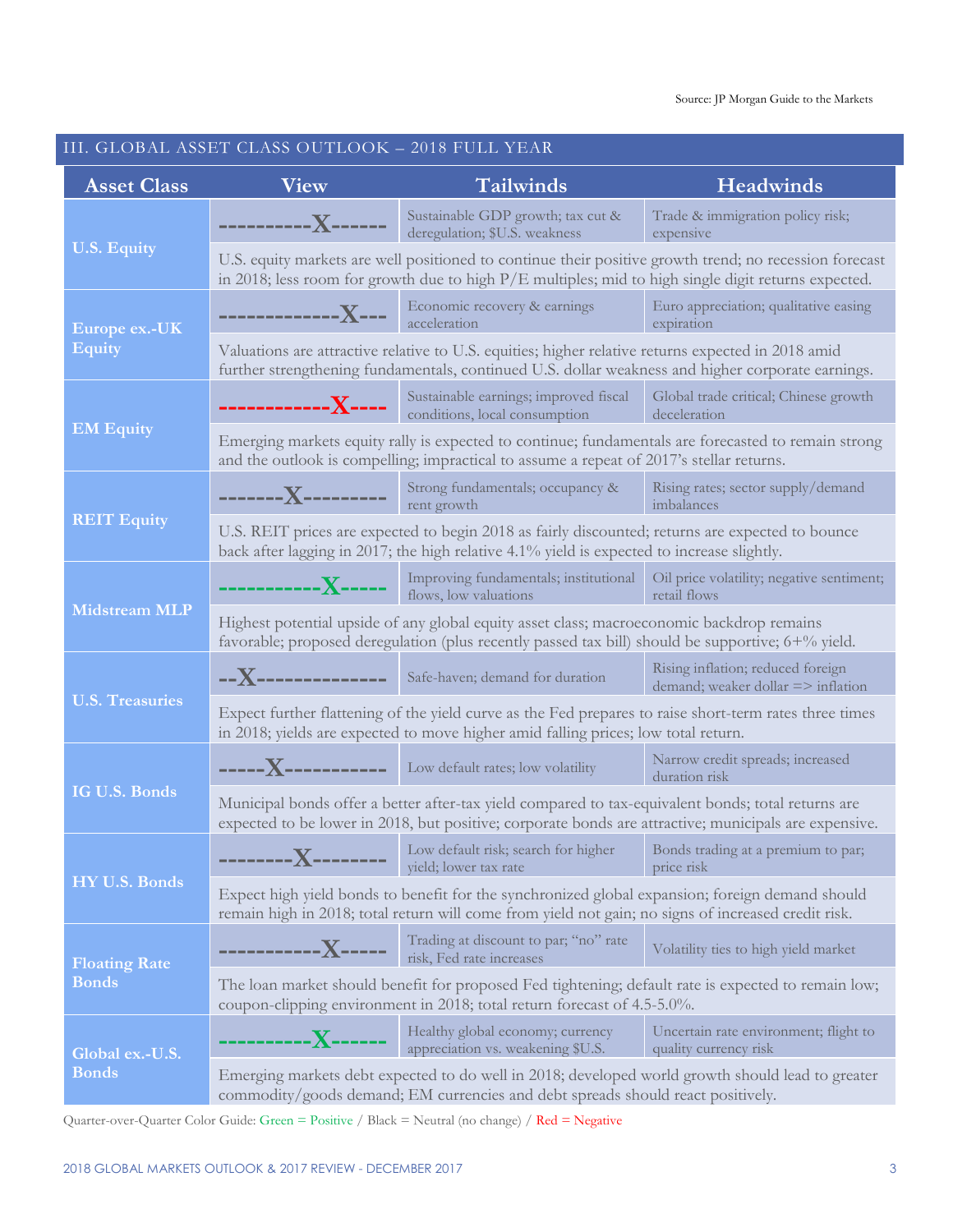Source: JP Morgan Guide to the Markets

## III. GLOBAL ASSET CLASS OUTLOOK – 2018 FULL YEAR

| Asset Class | View | Tailwinds | Headwinds |
|---|---|---|---|
| **U.S. Equity** | ----------X------ | Sustainable GDP growth; tax cut & deregulation; $U.S. weakness | Trade & immigration policy risk; expensive |
| | U.S. equity markets are well positioned to continue their positive growth trend; no recession forecast in 2018; less room for growth due to high P/E multiples; mid to high single digit returns expected. | | |
| **Europe ex.-UK Equity** | -------------X--- | Economic recovery & earnings acceleration | Euro appreciation; qualitative easing expiration |
| | Valuations are attractive relative to U.S. equities; higher relative returns expected in 2018 amid further strengthening fundamentals, continued U.S. dollar weakness and higher corporate earnings. | | |
| **EM Equity** | ------------X---- (Red) | Sustainable earnings; improved fiscal conditions, local consumption | Global trade critical; Chinese growth deceleration |
| | Emerging markets equity rally is expected to continue; fundamentals are forecasted to remain strong and the outlook is compelling; impractical to assume a repeat of 2017's stellar returns. | | |
| **REIT Equity** | -------X--------- | Strong fundamentals; occupancy & rent growth | Rising rates; sector supply/demand imbalances |
| | U.S. REIT prices are expected to begin 2018 as fairly discounted; returns are expected to bounce back after lagging in 2017; the high relative 4.1% yield is expected to increase slightly. | | |
| **Midstream MLP** | -----------X----- (Green) | Improving fundamentals; institutional flows, low valuations | Oil price volatility; negative sentiment; retail flows |
| | Highest potential upside of any global equity asset class; macroeconomic backdrop remains favorable; proposed deregulation (plus recently passed tax bill) should be supportive; 6+% yield. | | |
| **U.S. Treasuries** | --X-------------- | Safe-haven; demand for duration | Rising inflation; reduced foreign demand; weaker dollar => inflation |
| | Expect further flattening of the yield curve as the Fed prepares to raise short-term rates three times in 2018; yields are expected to move higher amid falling prices; low total return. | | |
| **IG U.S. Bonds** | -----X----------- | Low default rates; low volatility | Narrow credit spreads; increased duration risk |
| | Municipal bonds offer a better after-tax yield compared to tax-equivalent bonds; total returns are expected to be lower in 2018, but positive; corporate bonds are attractive; municipals are expensive. | | |
| **HY U.S. Bonds** | --------X-------- | Low default risk; search for higher yield; lower tax rate | Bonds trading at a premium to par; price risk |
| | Expect high yield bonds to benefit for the synchronized global expansion; foreign demand should remain high in 2018; total return will come from yield not gain; no signs of increased credit risk. | | |
| **Floating Rate Bonds** | -----------X----- | Trading at discount to par; "no" rate risk, Fed rate increases | Volatility ties to high yield market |
| | The loan market should benefit for proposed Fed tightening; default rate is expected to remain low; coupon-clipping environment in 2018; total return forecast of 4.5-5.0%. | | |
| **Global ex.-U.S. Bonds** | ----------X------ (Green) | Healthy global economy; currency appreciation vs. weakening $U.S. | Uncertain rate environment; flight to quality currency risk |
| | Emerging markets debt expected to do well in 2018; developed world growth should lead to greater commodity/goods demand; EM currencies and debt spreads should react positively. | | |

Quarter-over-Quarter Color Guide: Green = Positive / Black = Neutral (no change) / Red = Negative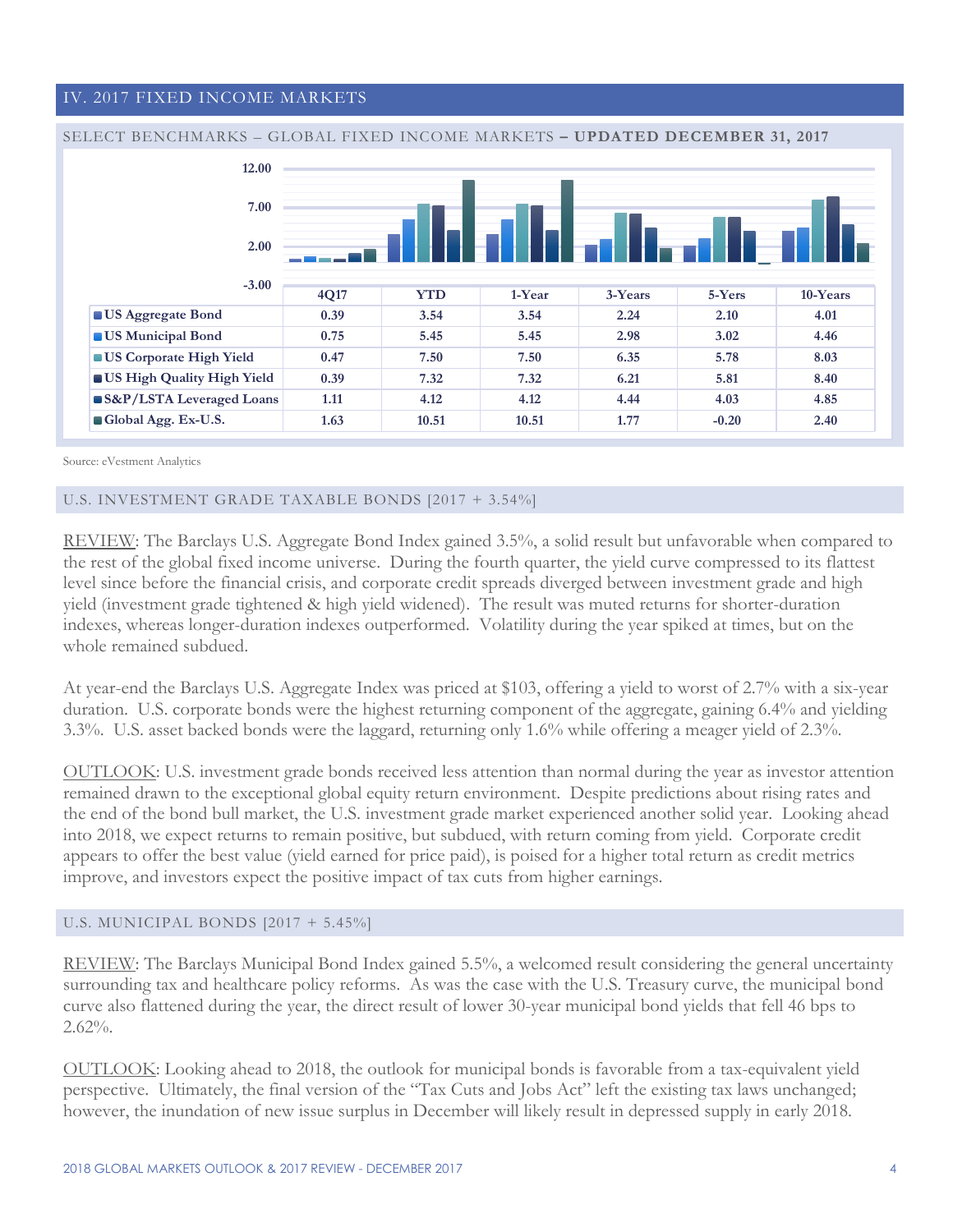## IV. 2017 FIXED INCOME MARKETS

### SELECT BENCHMARKS – GLOBAL FIXED INCOME MARKETS – **UPDATED DECEMBER 31, 2017**

| | 4Q17 | YTD | 1-Year | 3-Years | 5-Yers | 10-Years |
|---|---|---|---|---|---|---|
| US Aggregate Bond | 0.39 | 3.54 | 3.54 | 2.24 | 2.10 | 4.01 |
| US Municipal Bond | 0.75 | 5.45 | 5.45 | 2.98 | 3.02 | 4.46 |
| US Corporate High Yield | 0.47 | 7.50 | 7.50 | 6.35 | 5.78 | 8.03 |
| US High Quality High Yield | 0.39 | 7.32 | 7.32 | 6.21 | 5.81 | 8.40 |
| S&P/LSTA Leveraged Loans | 1.11 | 4.12 | 4.12 | 4.44 | 4.03 | 4.85 |
| Global Agg. Ex-U.S. | 1.63 | 10.51 | 10.51 | 1.77 | -0.20 | 2.40 |

Source: eVestment Analytics

### U.S. INVESTMENT GRADE TAXABLE BONDS [2017 + 3.54%]

REVIEW: The Barclays U.S. Aggregate Bond Index gained 3.5%, a solid result but unfavorable when compared to the rest of the global fixed income universe. During the fourth quarter, the yield curve compressed to its flattest level since before the financial crisis, and corporate credit spreads diverged between investment grade and high yield (investment grade tightened & high yield widened). The result was muted returns for shorter-duration indexes, whereas longer-duration indexes outperformed. Volatility during the year spiked at times, but on the whole remained subdued.

At year-end the Barclays U.S. Aggregate Index was priced at $103, offering a yield to worst of 2.7% with a six-year duration. U.S. corporate bonds were the highest returning component of the aggregate, gaining 6.4% and yielding 3.3%. U.S. asset backed bonds were the laggard, returning only 1.6% while offering a meager yield of 2.3%.

OUTLOOK: U.S. investment grade bonds received less attention than normal during the year as investor attention remained drawn to the exceptional global equity return environment. Despite predictions about rising rates and the end of the bond bull market, the U.S. investment grade market experienced another solid year. Looking ahead into 2018, we expect returns to remain positive, but subdued, with return coming from yield. Corporate credit appears to offer the best value (yield earned for price paid), is poised for a higher total return as credit metrics improve, and investors expect the positive impact of tax cuts from higher earnings.

### U.S. MUNICIPAL BONDS [2017 + 5.45%]

REVIEW: The Barclays Municipal Bond Index gained 5.5%, a welcomed result considering the general uncertainty surrounding tax and healthcare policy reforms. As was the case with the U.S. Treasury curve, the municipal bond curve also flattened during the year, the direct result of lower 30-year municipal bond yields that fell 46 bps to 2.62%.

OUTLOOK: Looking ahead to 2018, the outlook for municipal bonds is favorable from a tax-equivalent yield perspective. Ultimately, the final version of the "Tax Cuts and Jobs Act" left the existing tax laws unchanged; however, the inundation of new issue surplus in December will likely result in depressed supply in early 2018.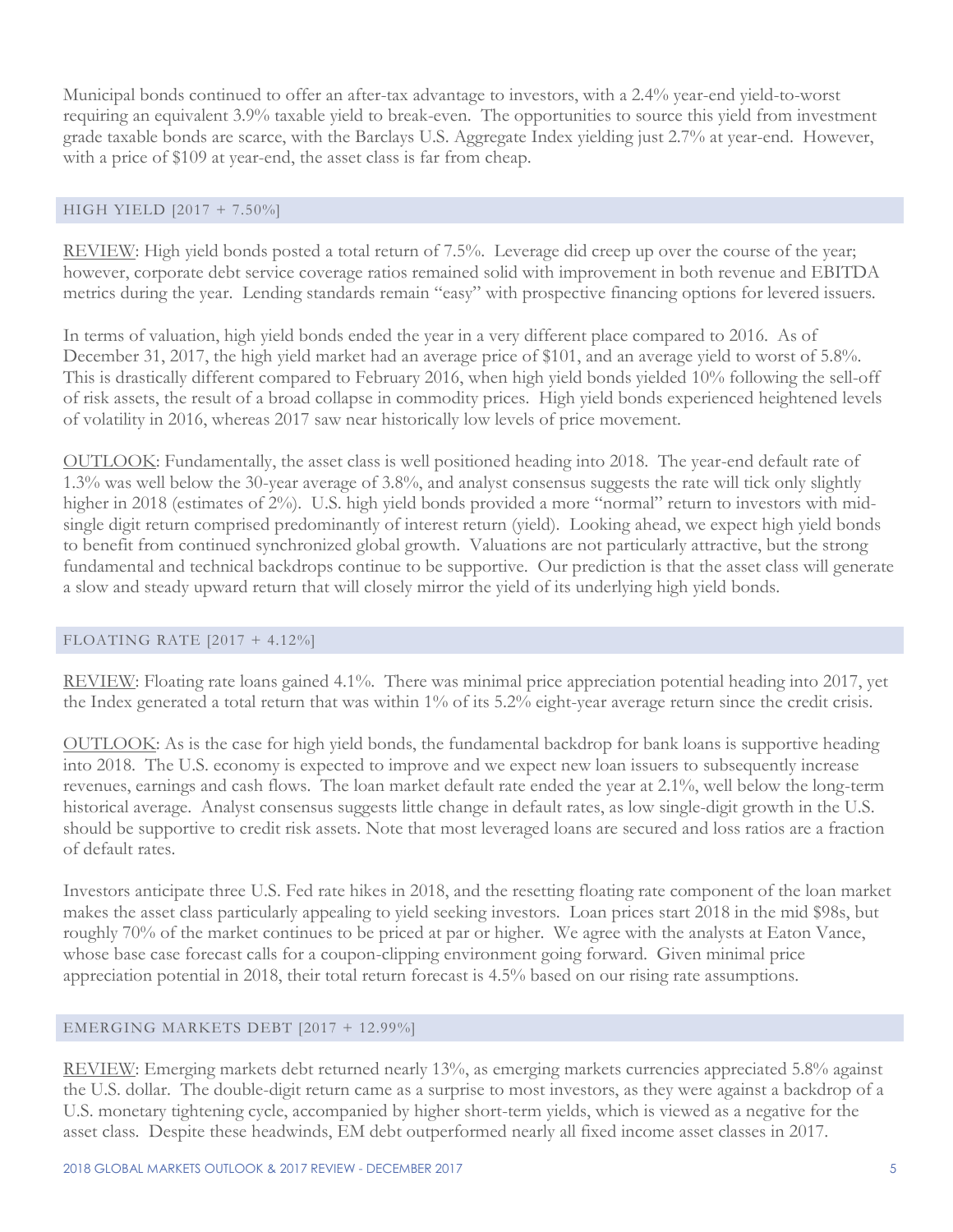Municipal bonds continued to offer an after-tax advantage to investors, with a 2.4% year-end yield-to-worst requiring an equivalent 3.9% taxable yield to break-even. The opportunities to source this yield from investment grade taxable bonds are scarce, with the Barclays U.S. Aggregate Index yielding just 2.7% at year-end. However, with a price of $109 at year-end, the asset class is far from cheap.

## HIGH YIELD [2017 + 7.50%]

REVIEW: High yield bonds posted a total return of 7.5%. Leverage did creep up over the course of the year; however, corporate debt service coverage ratios remained solid with improvement in both revenue and EBITDA metrics during the year. Lending standards remain "easy" with prospective financing options for levered issuers.

In terms of valuation, high yield bonds ended the year in a very different place compared to 2016. As of December 31, 2017, the high yield market had an average price of $101, and an average yield to worst of 5.8%. This is drastically different compared to February 2016, when high yield bonds yielded 10% following the sell-off of risk assets, the result of a broad collapse in commodity prices. High yield bonds experienced heightened levels of volatility in 2016, whereas 2017 saw near historically low levels of price movement.

OUTLOOK: Fundamentally, the asset class is well positioned heading into 2018. The year-end default rate of 1.3% was well below the 30-year average of 3.8%, and analyst consensus suggests the rate will tick only slightly higher in 2018 (estimates of 2%). U.S. high yield bonds provided a more "normal" return to investors with mid-single digit return comprised predominantly of interest return (yield). Looking ahead, we expect high yield bonds to benefit from continued synchronized global growth. Valuations are not particularly attractive, but the strong fundamental and technical backdrops continue to be supportive. Our prediction is that the asset class will generate a slow and steady upward return that will closely mirror the yield of its underlying high yield bonds.

## FLOATING RATE [2017 + 4.12%]

REVIEW: Floating rate loans gained 4.1%. There was minimal price appreciation potential heading into 2017, yet the Index generated a total return that was within 1% of its 5.2% eight-year average return since the credit crisis.

OUTLOOK: As is the case for high yield bonds, the fundamental backdrop for bank loans is supportive heading into 2018. The U.S. economy is expected to improve and we expect new loan issuers to subsequently increase revenues, earnings and cash flows. The loan market default rate ended the year at 2.1%, well below the long-term historical average. Analyst consensus suggests little change in default rates, as low single-digit growth in the U.S. should be supportive to credit risk assets. Note that most leveraged loans are secured and loss ratios are a fraction of default rates.

Investors anticipate three U.S. Fed rate hikes in 2018, and the resetting floating rate component of the loan market makes the asset class particularly appealing to yield seeking investors. Loan prices start 2018 in the mid $98s, but roughly 70% of the market continues to be priced at par or higher. We agree with the analysts at Eaton Vance, whose base case forecast calls for a coupon-clipping environment going forward. Given minimal price appreciation potential in 2018, their total return forecast is 4.5% based on our rising rate assumptions.

## EMERGING MARKETS DEBT [2017 + 12.99%]

REVIEW: Emerging markets debt returned nearly 13%, as emerging markets currencies appreciated 5.8% against the U.S. dollar. The double-digit return came as a surprise to most investors, as they were against a backdrop of a U.S. monetary tightening cycle, accompanied by higher short-term yields, which is viewed as a negative for the asset class. Despite these headwinds, EM debt outperformed nearly all fixed income asset classes in 2017.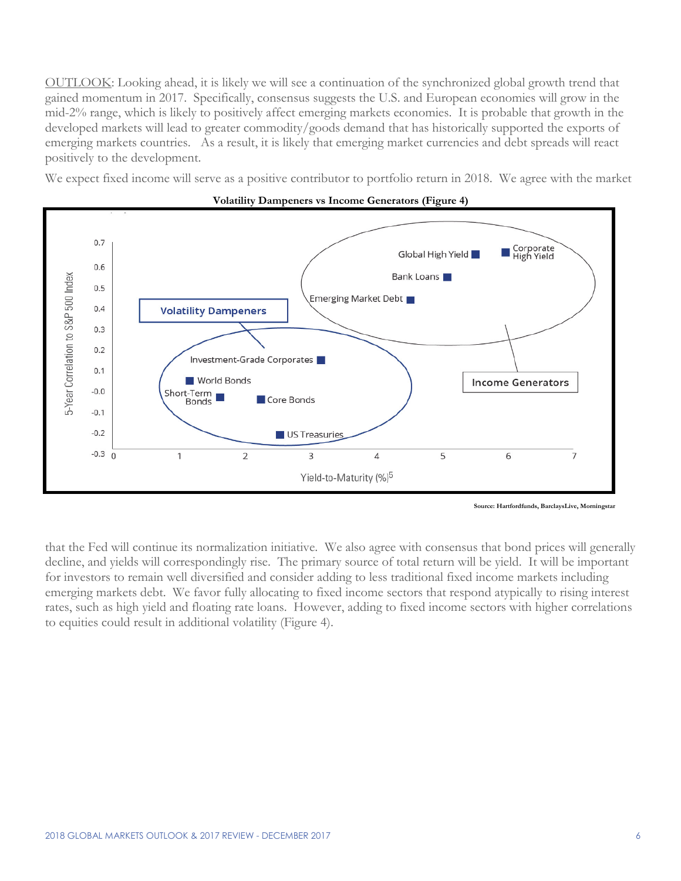OUTLOOK: Looking ahead, it is likely we will see a continuation of the synchronized global growth trend that gained momentum in 2017. Specifically, consensus suggests the U.S. and European economies will grow in the mid-2% range, which is likely to positively affect emerging markets economies. It is probable that growth in the developed markets will lead to greater commodity/goods demand that has historically supported the exports of emerging markets countries. As a result, it is likely that emerging market currencies and debt spreads will react positively to the development.

We expect fixed income will serve as a positive contributor to portfolio return in 2018. We agree with the market that the Fed will continue its normalization initiative. We also agree with consensus that bond prices will generally decline, and yields will correspondingly rise. The primary source of total return will be yield. It will be important for investors to remain well diversified and consider adding to less traditional fixed income markets including emerging markets debt. We favor fully allocating to fixed income sectors that respond atypically to rising interest rates, such as high yield and floating rate loans. However, adding to fixed income sectors with higher correlations to equities could result in additional volatility (Figure 4).

**Volatility Dampeners vs Income Generators (Figure 4)**

Source: Hartfordfunds, BarclaysLive, Morningstar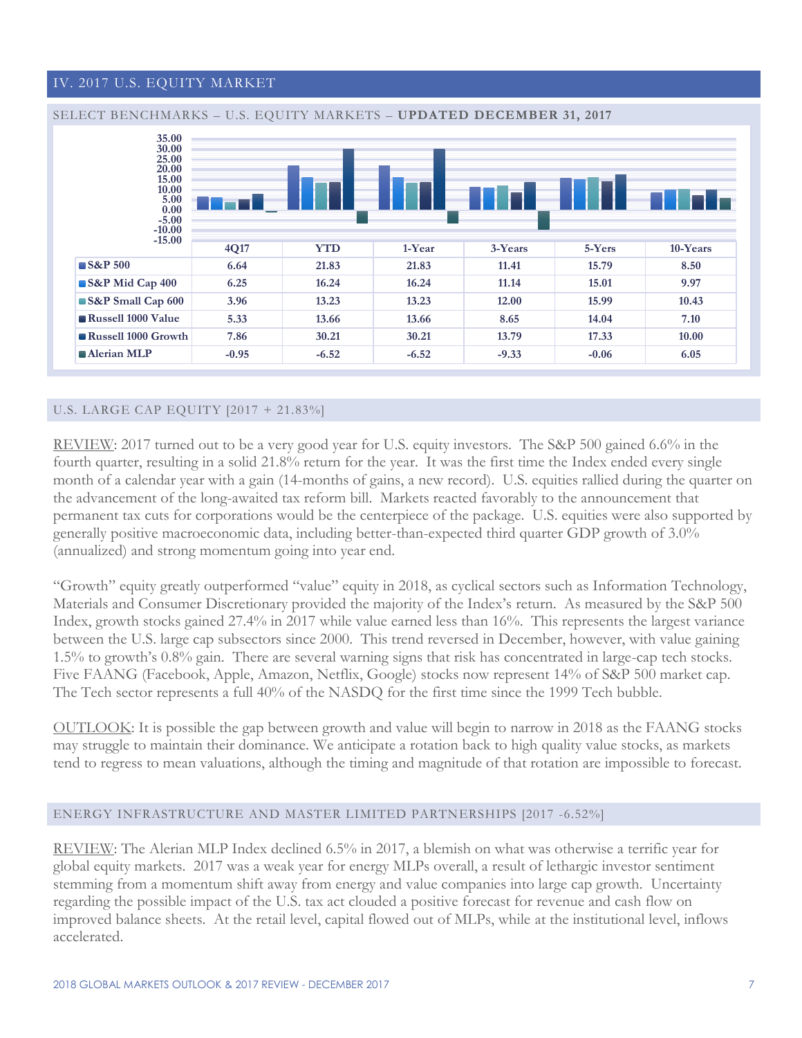## IV. 2017 U.S. EQUITY MARKET

### SELECT BENCHMARKS – U.S. EQUITY MARKETS – **UPDATED DECEMBER 31, 2017**

| | 4Q17 | YTD | 1-Year | 3-Years | 5-Yers | 10-Years |
|---|---|---|---|---|---|---|
| S&P 500 | 6.64 | 21.83 | 21.83 | 11.41 | 15.79 | 8.50 |
| S&P Mid Cap 400 | 6.25 | 16.24 | 16.24 | 11.14 | 15.01 | 9.97 |
| S&P Small Cap 600 | 3.96 | 13.23 | 13.23 | 12.00 | 15.99 | 10.43 |
| Russell 1000 Value | 5.33 | 13.66 | 13.66 | 8.65 | 14.04 | 7.10 |
| Russell 1000 Growth | 7.86 | 30.21 | 30.21 | 13.79 | 17.33 | 10.00 |
| Alerian MLP | -0.95 | -6.52 | -6.52 | -9.33 | -0.06 | 6.05 |

### U.S. LARGE CAP EQUITY [2017 + 21.83%]

REVIEW: 2017 turned out to be a very good year for U.S. equity investors. The S&P 500 gained 6.6% in the fourth quarter, resulting in a solid 21.8% return for the year. It was the first time the Index ended every single month of a calendar year with a gain (14-months of gains, a new record). U.S. equities rallied during the quarter on the advancement of the long-awaited tax reform bill. Markets reacted favorably to the announcement that permanent tax cuts for corporations would be the centerpiece of the package. U.S. equities were also supported by generally positive macroeconomic data, including better-than-expected third quarter GDP growth of 3.0% (annualized) and strong momentum going into year end.

"Growth" equity greatly outperformed "value" equity in 2018, as cyclical sectors such as Information Technology, Materials and Consumer Discretionary provided the majority of the Index's return. As measured by the S&P 500 Index, growth stocks gained 27.4% in 2017 while value earned less than 16%. This represents the largest variance between the U.S. large cap subsectors since 2000. This trend reversed in December, however, with value gaining 1.5% to growth's 0.8% gain. There are several warning signs that risk has concentrated in large-cap tech stocks. Five FAANG (Facebook, Apple, Amazon, Netflix, Google) stocks now represent 14% of S&P 500 market cap. The Tech sector represents a full 40% of the NASDQ for the first time since the 1999 Tech bubble.

OUTLOOK: It is possible the gap between growth and value will begin to narrow in 2018 as the FAANG stocks may struggle to maintain their dominance. We anticipate a rotation back to high quality value stocks, as markets tend to regress to mean valuations, although the timing and magnitude of that rotation are impossible to forecast.

### ENERGY INFRASTRUCTURE AND MASTER LIMITED PARTNERSHIPS [2017 -6.52%]

REVIEW: The Alerian MLP Index declined 6.5% in 2017, a blemish on what was otherwise a terrific year for global equity markets. 2017 was a weak year for energy MLPs overall, a result of lethargic investor sentiment stemming from a momentum shift away from energy and value companies into large cap growth. Uncertainty regarding the possible impact of the U.S. tax act clouded a positive forecast for revenue and cash flow on improved balance sheets. At the retail level, capital flowed out of MLPs, while at the institutional level, inflows accelerated.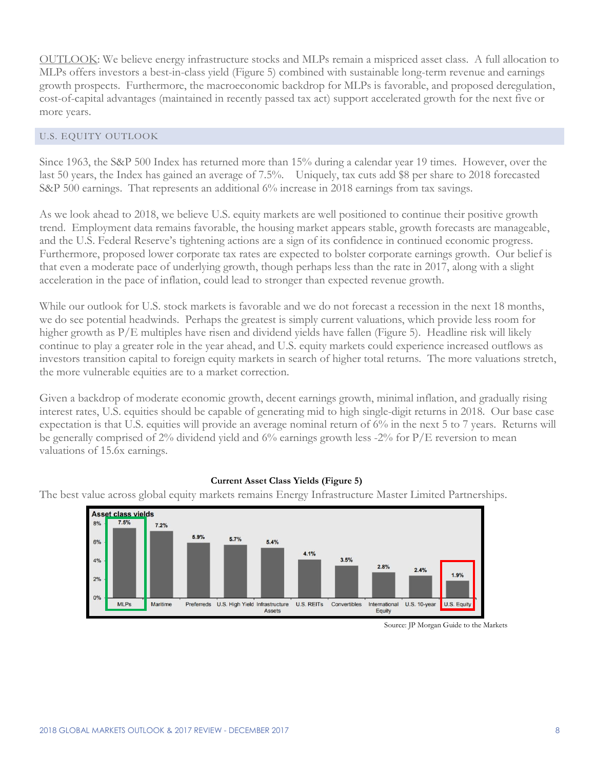OUTLOOK: We believe energy infrastructure stocks and MLPs remain a mispriced asset class. A full allocation to MLPs offers investors a best-in-class yield (Figure 5) combined with sustainable long-term revenue and earnings growth prospects. Furthermore, the macroeconomic backdrop for MLPs is favorable, and proposed deregulation, cost-of-capital advantages (maintained in recently passed tax act) support accelerated growth for the next five or more years.

## U.S. EQUITY OUTLOOK

Since 1963, the S&P 500 Index has returned more than 15% during a calendar year 19 times. However, over the last 50 years, the Index has gained an average of 7.5%. Uniquely, tax cuts add $8 per share to 2018 forecasted S&P 500 earnings. That represents an additional 6% increase in 2018 earnings from tax savings.

As we look ahead to 2018, we believe U.S. equity markets are well positioned to continue their positive growth trend. Employment data remains favorable, the housing market appears stable, growth forecasts are manageable, and the U.S. Federal Reserve's tightening actions are a sign of its confidence in continued economic progress. Furthermore, proposed lower corporate tax rates are expected to bolster corporate earnings growth. Our belief is that even a moderate pace of underlying growth, though perhaps less than the rate in 2017, along with a slight acceleration in the pace of inflation, could lead to stronger than expected revenue growth.

While our outlook for U.S. stock markets is favorable and we do not forecast a recession in the next 18 months, we do see potential headwinds. Perhaps the greatest is simply current valuations, which provide less room for higher growth as P/E multiples have risen and dividend yields have fallen (Figure 5). Headline risk will likely continue to play a greater role in the year ahead, and U.S. equity markets could experience increased outflows as investors transition capital to foreign equity markets in search of higher total returns. The more valuations stretch, the more vulnerable equities are to a market correction.

Given a backdrop of moderate economic growth, decent earnings growth, minimal inflation, and gradually rising interest rates, U.S. equities should be capable of generating mid to high single-digit returns in 2018. Our base case expectation is that U.S. equities will provide an average nominal return of 6% in the next 5 to 7 years. Returns will be generally comprised of 2% dividend yield and 6% earnings growth less -2% for P/E reversion to mean valuations of 15.6x earnings.

**Current Asset Class Yields (Figure 5)**

The best value across global equity markets remains Energy Infrastructure Master Limited Partnerships.

Asset class yields

| MLPs | Maritime | Preferreds | U.S. High Yield | Infrastructure Assets | U.S. REITs | Convertibles | International Equity | U.S. 10-year | U.S. Equity |
|---|---|---|---|---|---|---|---|---|---|
| 7.5% | 7.2% | 5.9% | 5.7% | 5.4% | 4.1% | 3.5% | 2.8% | 2.4% | 1.9% |

Source: JP Morgan Guide to the Markets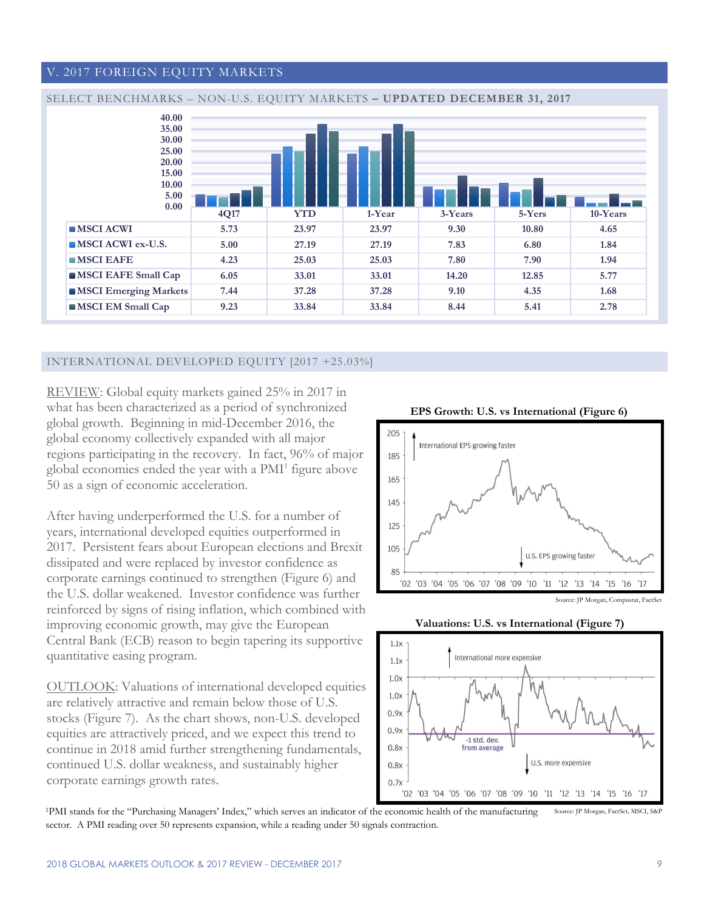## V. 2017 FOREIGN EQUITY MARKETS

### SELECT BENCHMARKS – NON-U.S. EQUITY MARKETS – UPDATED DECEMBER 31, 2017

| | 4Q17 | YTD | 1-Year | 3-Years | 5-Yers | 10-Years |
|---|---|---|---|---|---|---|
| MSCI ACWI | 5.73 | 23.97 | 23.97 | 9.30 | 10.80 | 4.65 |
| MSCI ACWI ex-U.S. | 5.00 | 27.19 | 27.19 | 7.83 | 6.80 | 1.84 |
| MSCI EAFE | 4.23 | 25.03 | 25.03 | 7.80 | 7.90 | 1.94 |
| MSCI EAFE Small Cap | 6.05 | 33.01 | 33.01 | 14.20 | 12.85 | 5.77 |
| MSCI Emerging Markets | 7.44 | 37.28 | 37.28 | 9.10 | 4.35 | 1.68 |
| MSCI EM Small Cap | 9.23 | 33.84 | 33.84 | 8.44 | 5.41 | 2.78 |

### INTERNATIONAL DEVELOPED EQUITY [2017 +25.03%]

REVIEW: Global equity markets gained 25% in 2017 in what has been characterized as a period of synchronized global growth. Beginning in mid-December 2016, the global economy collectively expanded with all major regions participating in the recovery. In fact, 96% of major global economies ended the year with a PMI[1] figure above 50 as a sign of economic acceleration.

After having underperformed the U.S. for a number of years, international developed equities outperformed in 2017. Persistent fears about European elections and Brexit dissipated and were replaced by investor confidence as corporate earnings continued to strengthen (Figure 6) and the U.S. dollar weakened. Investor confidence was further reinforced by signs of rising inflation, which combined with improving economic growth, may give the European Central Bank (ECB) reason to begin tapering its supportive quantitative easing program.

OUTLOOK: Valuations of international developed equities are relatively attractive and remain below those of U.S. stocks (Figure 7). As the chart shows, non-U.S. developed equities are attractively priced, and we expect this trend to continue in 2018 amid further strengthening fundamentals, continued U.S. dollar weakness, and sustainably higher corporate earnings growth rates.

**EPS Growth: U.S. vs International (Figure 6)**

Source: JP Morgan, Compustat, FactSet

**Valuations: U.S. vs International (Figure 7)**

Source: JP Morgan, FactSet, MSCI, S&P

[1]PMI stands for the "Purchasing Managers' Index," which serves an indicator of the economic health of the manufacturing sector. A PMI reading over 50 represents expansion, while a reading under 50 signals contraction.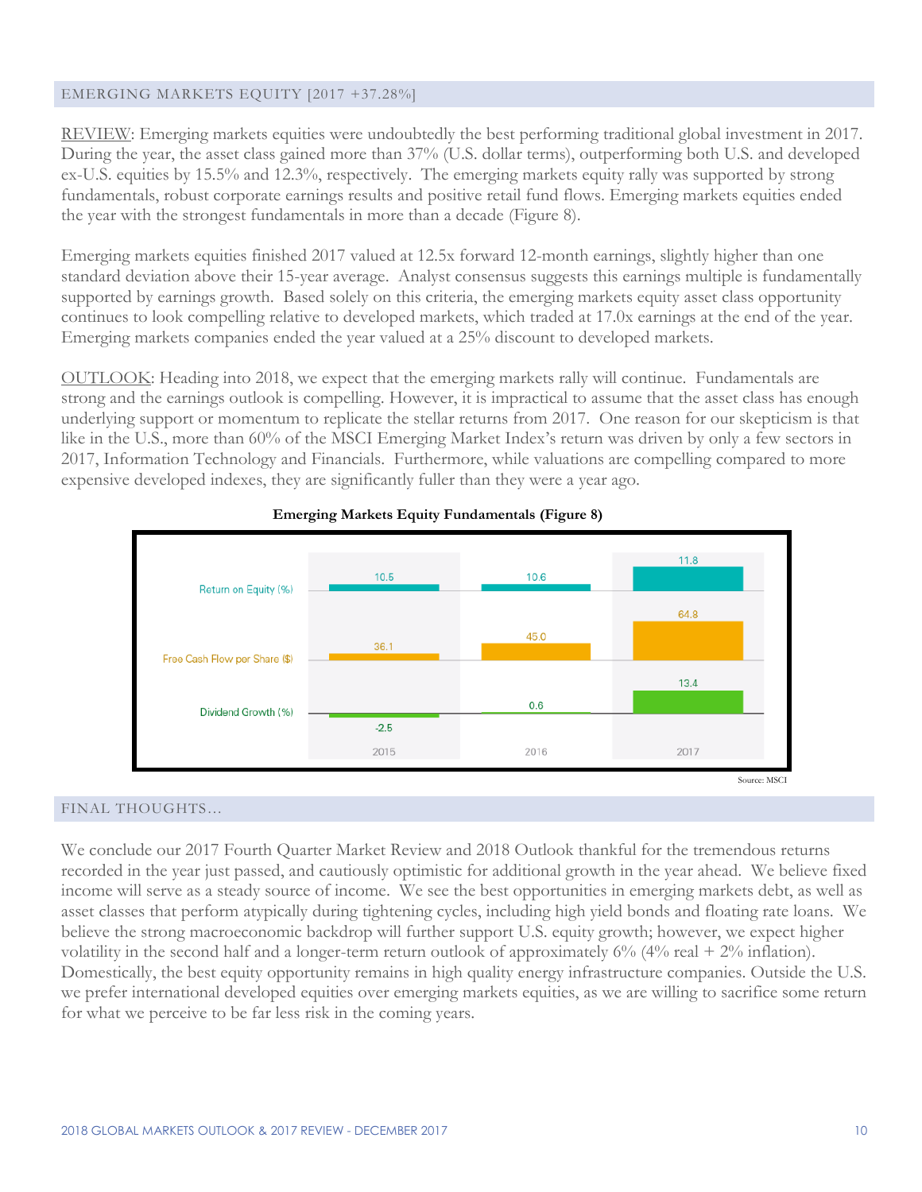## EMERGING MARKETS EQUITY [2017 +37.28%]

REVIEW: Emerging markets equities were undoubtedly the best performing traditional global investment in 2017. During the year, the asset class gained more than 37% (U.S. dollar terms), outperforming both U.S. and developed ex-U.S. equities by 15.5% and 12.3%, respectively. The emerging markets equity rally was supported by strong fundamentals, robust corporate earnings results and positive retail fund flows. Emerging markets equities ended the year with the strongest fundamentals in more than a decade (Figure 8).

Emerging markets equities finished 2017 valued at 12.5x forward 12-month earnings, slightly higher than one standard deviation above their 15-year average. Analyst consensus suggests this earnings multiple is fundamentally supported by earnings growth. Based solely on this criteria, the emerging markets equity asset class opportunity continues to look compelling relative to developed markets, which traded at 17.0x earnings at the end of the year. Emerging markets companies ended the year valued at a 25% discount to developed markets.

OUTLOOK: Heading into 2018, we expect that the emerging markets rally will continue. Fundamentals are strong and the earnings outlook is compelling. However, it is impractical to assume that the asset class has enough underlying support or momentum to replicate the stellar returns from 2017. One reason for our skepticism is that like in the U.S., more than 60% of the MSCI Emerging Market Index's return was driven by only a few sectors in 2017, Information Technology and Financials. Furthermore, while valuations are compelling compared to more expensive developed indexes, they are significantly fuller than they were a year ago.

**Emerging Markets Equity Fundamentals (Figure 8)**

Return on Equity (%)
10.5
10.6
11.8

Free Cash Flow per Share ($)
36.1
45.0
64.8

Dividend Growth (%)
-2.5
0.6
13.4

2015
2016
2017

Source: MSCI

## FINAL THOUGHTS…

We conclude our 2017 Fourth Quarter Market Review and 2018 Outlook thankful for the tremendous returns recorded in the year just passed, and cautiously optimistic for additional growth in the year ahead. We believe fixed income will serve as a steady source of income. We see the best opportunities in emerging markets debt, as well as asset classes that perform atypically during tightening cycles, including high yield bonds and floating rate loans. We believe the strong macroeconomic backdrop will further support U.S. equity growth; however, we expect higher volatility in the second half and a longer-term return outlook of approximately 6% (4% real + 2% inflation). Domestically, the best equity opportunity remains in high quality energy infrastructure companies. Outside the U.S. we prefer international developed equities over emerging markets equities, as we are willing to sacrifice some return for what we perceive to be far less risk in the coming years.